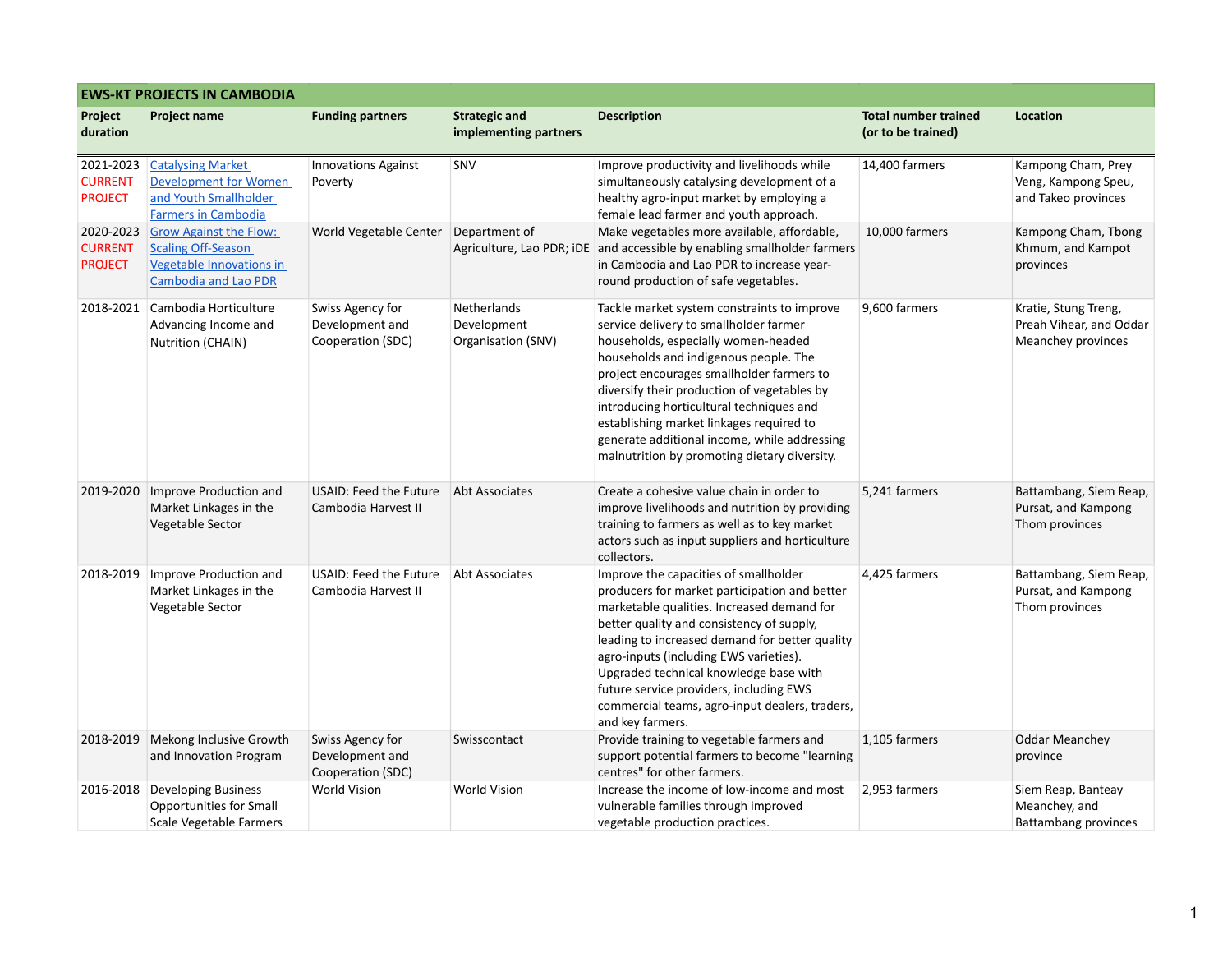| EWS-KT PROJECTS IN CAMBODIA | | | | | | |
|---|---|---|---|---|---|---|
| **Project duration** | **Project name** | **Funding partners** | **Strategic and implementing partners** | **Description** | **Total number trained (or to be trained)** | **Location** |
| 2021-2023 CURRENT PROJECT | Catalysing Market Development for Women and Youth Smallholder Farmers in Cambodia | Innovations Against Poverty | SNV | Improve productivity and livelihoods while simultaneously catalysing development of a healthy agro-input market by employing a female lead farmer and youth approach. | 14,400 farmers | Kampong Cham, Prey Veng, Kampong Speu, and Takeo provinces |
| 2020-2023 CURRENT PROJECT | Grow Against the Flow: Scaling Off-Season Vegetable Innovations in Cambodia and Lao PDR | World Vegetable Center | Department of Agriculture, Lao PDR; iDE | Make vegetables more available, affordable, and accessible by enabling smallholder farmers in Cambodia and Lao PDR to increase year-round production of safe vegetables. | 10,000 farmers | Kampong Cham, Tbong Khmum, and Kampot provinces |
| 2018-2021 | Cambodia Horticulture Advancing Income and Nutrition (CHAIN) | Swiss Agency for Development and Cooperation (SDC) | Netherlands Development Organisation (SNV) | Tackle market system constraints to improve service delivery to smallholder farmer households, especially women-headed households and indigenous people. The project encourages smallholder farmers to diversify their production of vegetables by introducing horticultural techniques and establishing market linkages required to generate additional income, while addressing malnutrition by promoting dietary diversity. | 9,600 farmers | Kratie, Stung Treng, Preah Vihear, and Oddar Meanchey provinces |
| 2019-2020 | Improve Production and Market Linkages in the Vegetable Sector | USAID: Feed the Future Cambodia Harvest II | Abt Associates | Create a cohesive value chain in order to improve livelihoods and nutrition by providing training to farmers as well as to key market actors such as input suppliers and horticulture collectors. | 5,241 farmers | Battambang, Siem Reap, Pursat, and Kampong Thom provinces |
| 2018-2019 | Improve Production and Market Linkages in the Vegetable Sector | USAID: Feed the Future Cambodia Harvest II | Abt Associates | Improve the capacities of smallholder producers for market participation and better marketable qualities. Increased demand for better quality and consistency of supply, leading to increased demand for better quality agro-inputs (including EWS varieties). Upgraded technical knowledge base with future service providers, including EWS commercial teams, agro-input dealers, traders, and key farmers. | 4,425 farmers | Battambang, Siem Reap, Pursat, and Kampong Thom provinces |
| 2018-2019 | Mekong Inclusive Growth and Innovation Program | Swiss Agency for Development and Cooperation (SDC) | Swisscontact | Provide training to vegetable farmers and support potential farmers to become "learning centres" for other farmers. | 1,105 farmers | Oddar Meanchey province |
| 2016-2018 | Developing Business Opportunities for Small Scale Vegetable Farmers | World Vision | World Vision | Increase the income of low-income and most vulnerable families through improved vegetable production practices. | 2,953 farmers | Siem Reap, Banteay Meanchey, and Battambang provinces |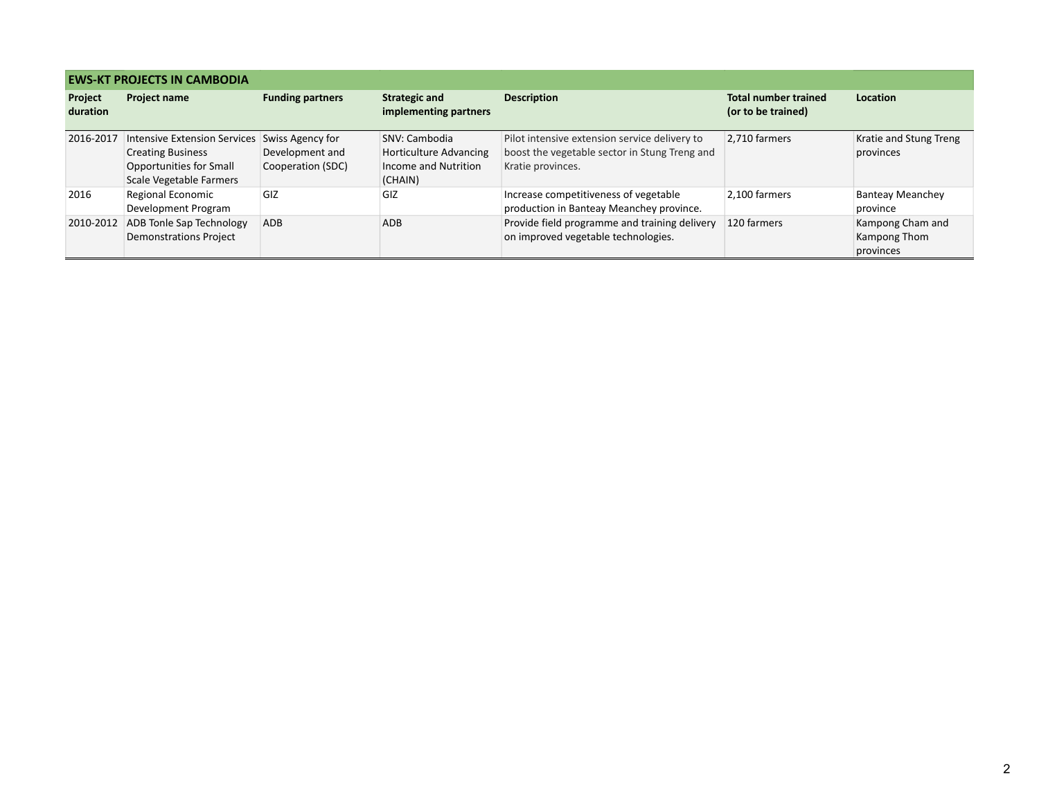| EWS-KT PROJECTS IN CAMBODIA | | | | | | |
|---|---|---|---|---|---|---|
| **Project duration** | **Project name** | **Funding partners** | **Strategic and implementing partners** | **Description** | **Total number trained (or to be trained)** | **Location** |
| 2016-2017 | Intensive Extension Services Creating Business Opportunities for Small Scale Vegetable Farmers | Swiss Agency for Development and Cooperation (SDC) | SNV: Cambodia Horticulture Advancing Income and Nutrition (CHAIN) | Pilot intensive extension service delivery to boost the vegetable sector in Stung Treng and Kratie provinces. | 2,710 farmers | Kratie and Stung Treng provinces |
| 2016 | Regional Economic Development Program | GIZ | GIZ | Increase competitiveness of vegetable production in Banteay Meanchey province. | 2,100 farmers | Banteay Meanchey province |
| 2010-2012 | ADB Tonle Sap Technology Demonstrations Project | ADB | ADB | Provide field programme and training delivery on improved vegetable technologies. | 120 farmers | Kampong Cham and Kampong Thom provinces |